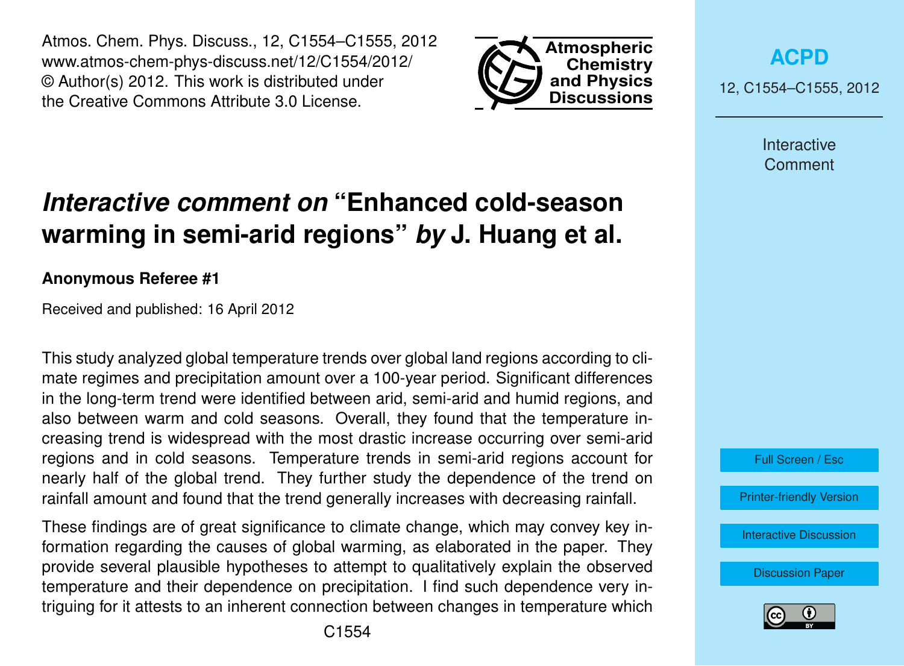# *Interactive comment on* "Enhanced cold-season warming in semi-arid regions" *by* J. Huang et al.

**Anonymous Referee #1**

Received and published: 16 April 2012

This study analyzed global temperature trends over global land regions according to climate regimes and precipitation amount over a 100-year period. Significant differences in the long-term trend were identified between arid, semi-arid and humid regions, and also between warm and cold seasons. Overall, they found that the temperature increasing trend is widespread with the most drastic increase occurring over semi-arid regions and in cold seasons. Temperature trends in semi-arid regions account for nearly half of the global trend. They further study the dependence of the trend on rainfall amount and found that the trend generally increases with decreasing rainfall.

These findings are of great significance to climate change, which may convey key information regarding the causes of global warming, as elaborated in the paper. They provide several plausible hypotheses to attempt to qualitatively explain the observed temperature and their dependence on precipitation. I find such dependence very intriguing for it attests to an inherent connection between changes in temperature which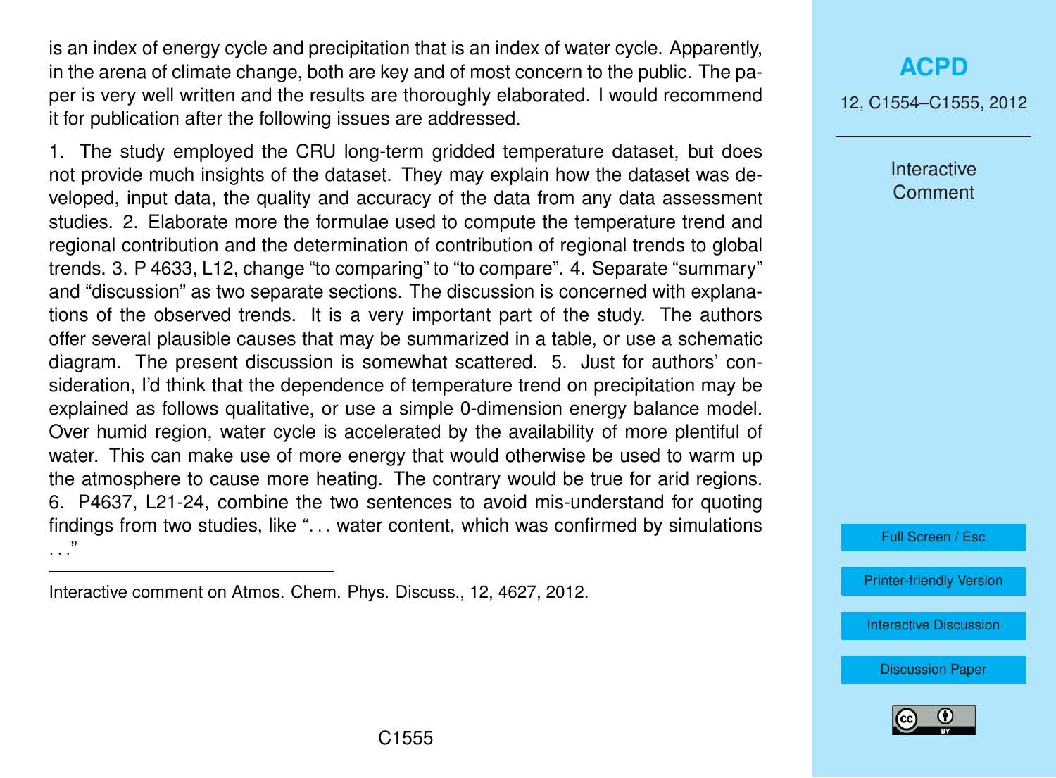is an index of energy cycle and precipitation that is an index of water cycle. Apparently, in the arena of climate change, both are key and of most concern to the public. The paper is very well written and the results are thoroughly elaborated. I would recommend it for publication after the following issues are addressed.

1. The study employed the CRU long-term gridded temperature dataset, but does not provide much insights of the dataset. They may explain how the dataset was developed, input data, the quality and accuracy of the data from any data assessment studies. 2. Elaborate more the formulae used to compute the temperature trend and regional contribution and the determination of contribution of regional trends to global trends. 3. P 4633, L12, change "to comparing" to "to compare". 4. Separate "summary" and "discussion" as two separate sections. The discussion is concerned with explanations of the observed trends. It is a very important part of the study. The authors offer several plausible causes that may be summarized in a table, or use a schematic diagram. The present discussion is somewhat scattered. 5. Just for authors' consideration, I'd think that the dependence of temperature trend on precipitation may be explained as follows qualitative, or use a simple 0-dimension energy balance model. Over humid region, water cycle is accelerated by the availability of more plentiful of water. This can make use of more energy that would otherwise be used to warm up the atmosphere to cause more heating. The contrary would be true for arid regions. 6. P4637, L21-24, combine the two sentences to avoid mis-understand for quoting findings from two studies, like "... water content, which was confirmed by simulations ..."

---

Interactive comment on Atmos. Chem. Phys. Discuss., 12, 4627, 2012.